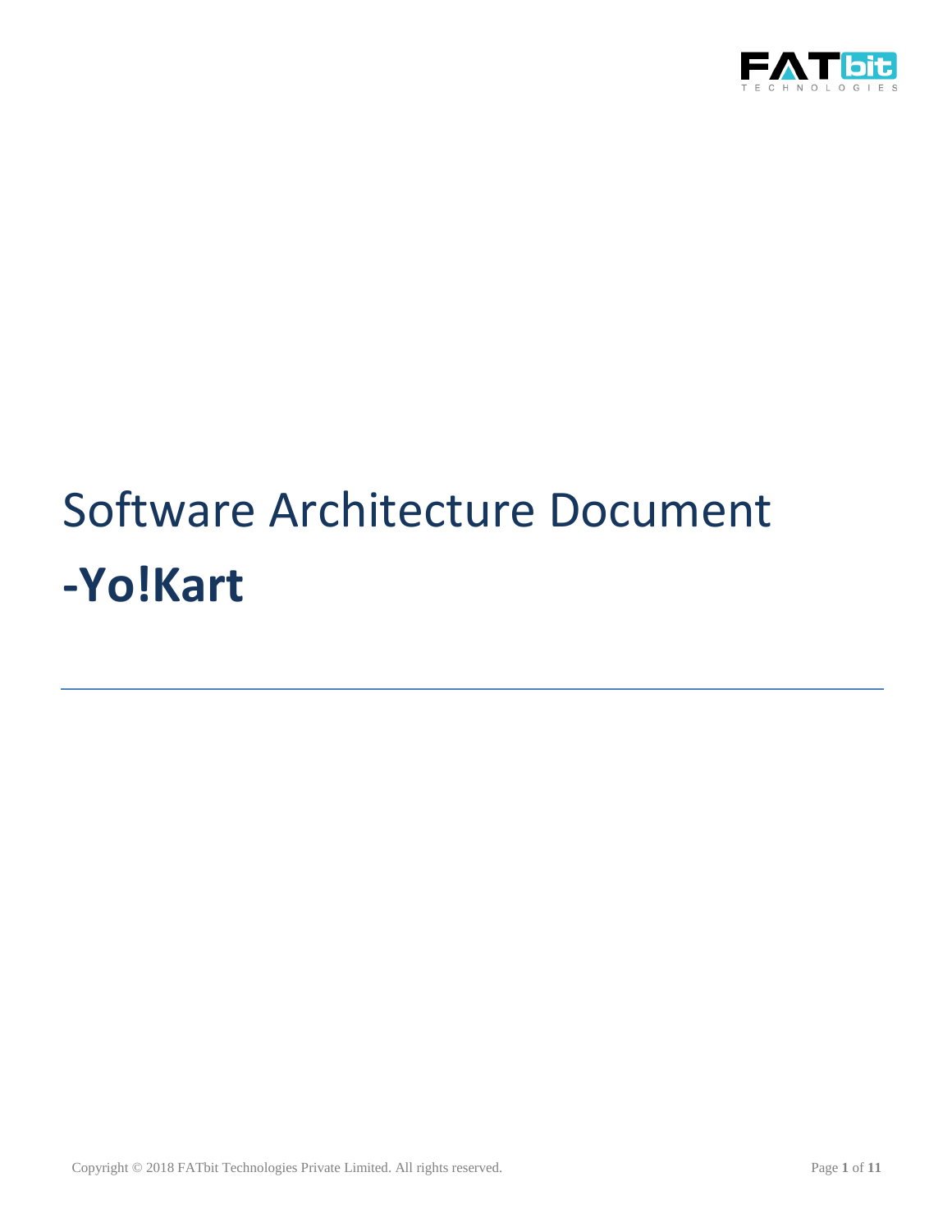# Software Architecture Document

# -Yo!Kart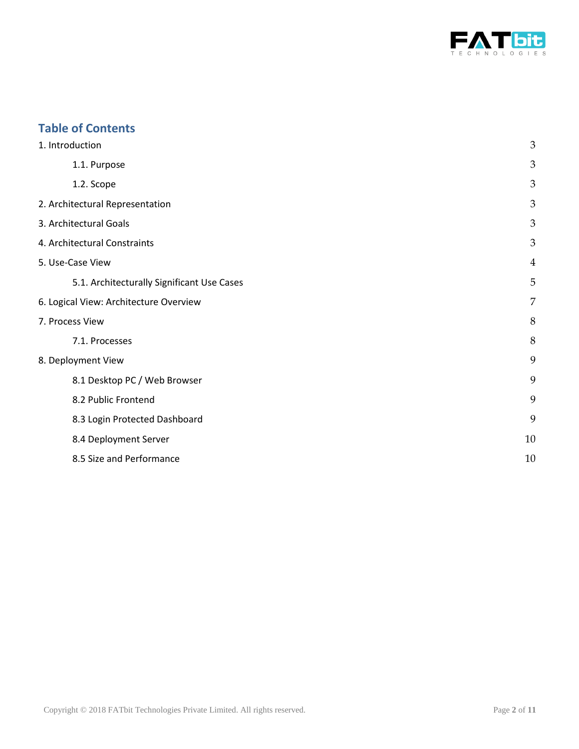## Table of Contents

| | |
|---|---|
| 1. Introduction | 3 |
| 1.1. Purpose | 3 |
| 1.2. Scope | 3 |
| 2. Architectural Representation | 3 |
| 3. Architectural Goals | 3 |
| 4. Architectural Constraints | 3 |
| 5. Use-Case View | 4 |
| 5.1. Architecturally Significant Use Cases | 5 |
| 6. Logical View: Architecture Overview | 7 |
| 7. Process View | 8 |
| 7.1. Processes | 8 |
| 8. Deployment View | 9 |
| 8.1 Desktop PC / Web Browser | 9 |
| 8.2 Public Frontend | 9 |
| 8.3 Login Protected Dashboard | 9 |
| 8.4 Deployment Server | 10 |
| 8.5 Size and Performance | 10 |

Copyright © 2018 FATbit Technologies Private Limited. All rights reserved.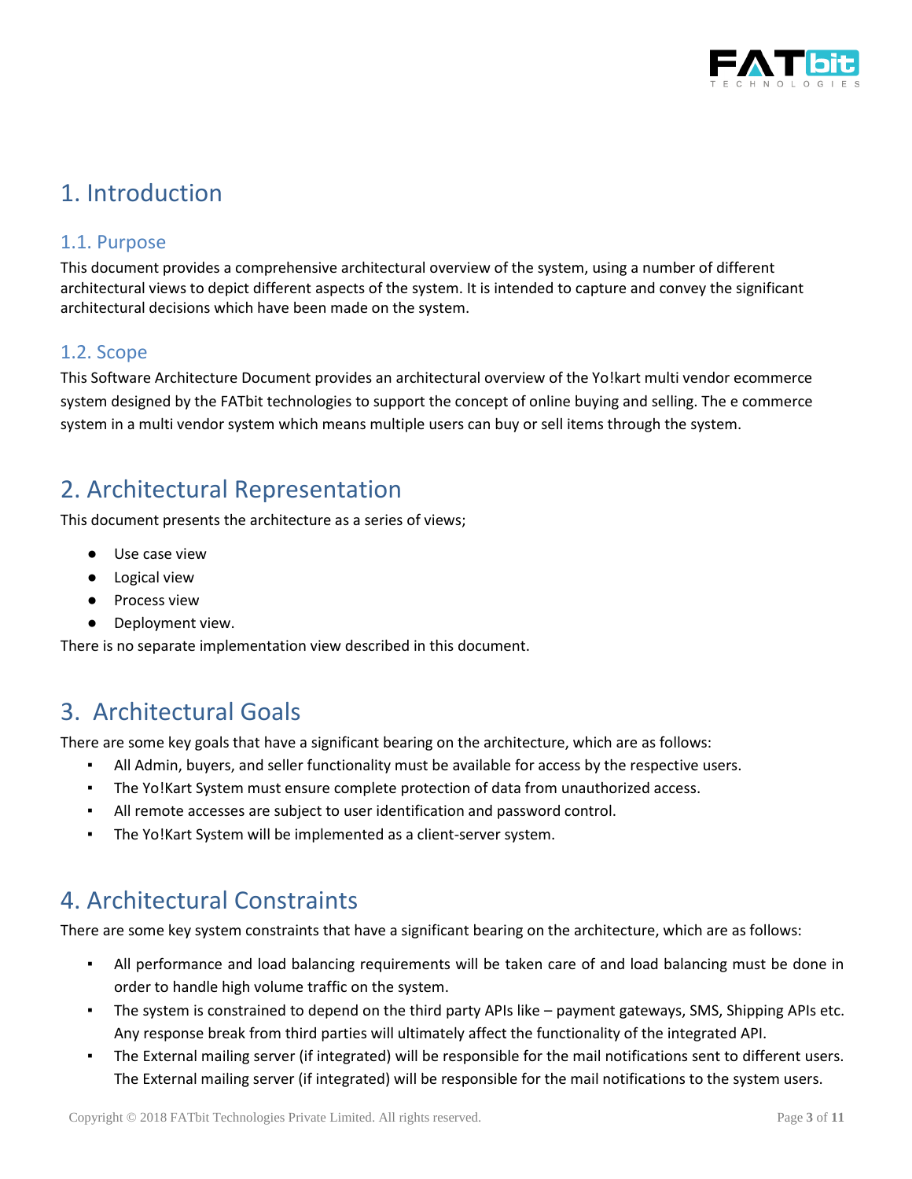# 1. Introduction

## 1.1. Purpose

This document provides a comprehensive architectural overview of the system, using a number of different architectural views to depict different aspects of the system. It is intended to capture and convey the significant architectural decisions which have been made on the system.

## 1.2. Scope

This Software Architecture Document provides an architectural overview of the Yo!kart multi vendor ecommerce system designed by the FATbit technologies to support the concept of online buying and selling. The e commerce system in a multi vendor system which means multiple users can buy or sell items through the system.

# 2. Architectural Representation

This document presents the architecture as a series of views;

- Use case view
- Logical view
- Process view
- Deployment view.

There is no separate implementation view described in this document.

# 3. Architectural Goals

There are some key goals that have a significant bearing on the architecture, which are as follows:

- All Admin, buyers, and seller functionality must be available for access by the respective users.
- The Yo!Kart System must ensure complete protection of data from unauthorized access.
- All remote accesses are subject to user identification and password control.
- The Yo!Kart System will be implemented as a client-server system.

# 4. Architectural Constraints

There are some key system constraints that have a significant bearing on the architecture, which are as follows:

- All performance and load balancing requirements will be taken care of and load balancing must be done in order to handle high volume traffic on the system.
- The system is constrained to depend on the third party APIs like – payment gateways, SMS, Shipping APIs etc. Any response break from third parties will ultimately affect the functionality of the integrated API.
- The External mailing server (if integrated) will be responsible for the mail notifications sent to different users. The External mailing server (if integrated) will be responsible for the mail notifications to the system users.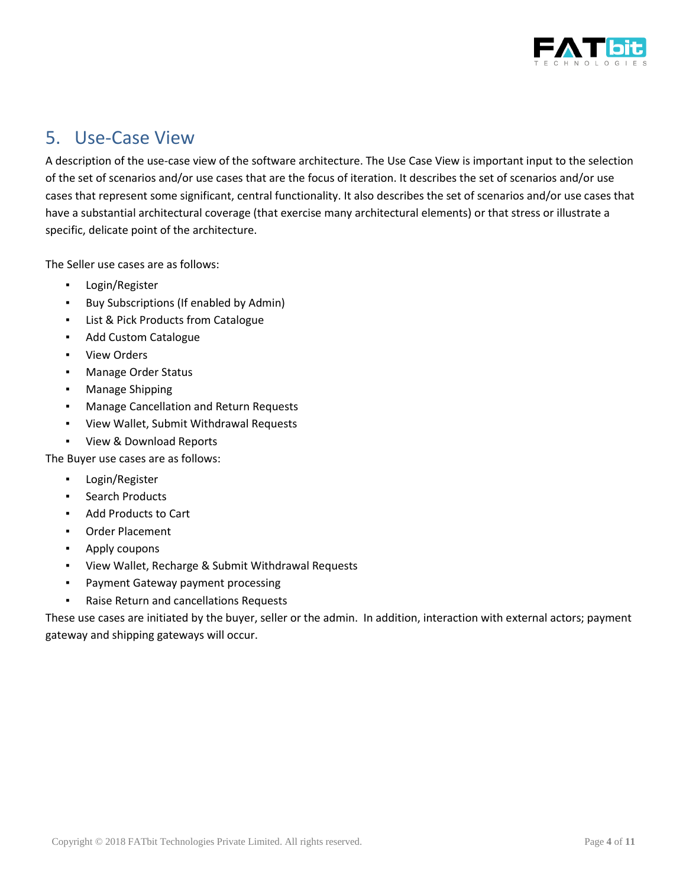# 5. Use-Case View

A description of the use-case view of the software architecture. The Use Case View is important input to the selection of the set of scenarios and/or use cases that are the focus of iteration. It describes the set of scenarios and/or use cases that represent some significant, central functionality. It also describes the set of scenarios and/or use cases that have a substantial architectural coverage (that exercise many architectural elements) or that stress or illustrate a specific, delicate point of the architecture.

The Seller use cases are as follows:

- Login/Register
- Buy Subscriptions (If enabled by Admin)
- List & Pick Products from Catalogue
- Add Custom Catalogue
- View Orders
- Manage Order Status
- Manage Shipping
- Manage Cancellation and Return Requests
- View Wallet, Submit Withdrawal Requests
- View & Download Reports

The Buyer use cases are as follows:

- Login/Register
- Search Products
- Add Products to Cart
- Order Placement
- Apply coupons
- View Wallet, Recharge & Submit Withdrawal Requests
- Payment Gateway payment processing
- Raise Return and cancellations Requests

These use cases are initiated by the buyer, seller or the admin. In addition, interaction with external actors; payment gateway and shipping gateways will occur.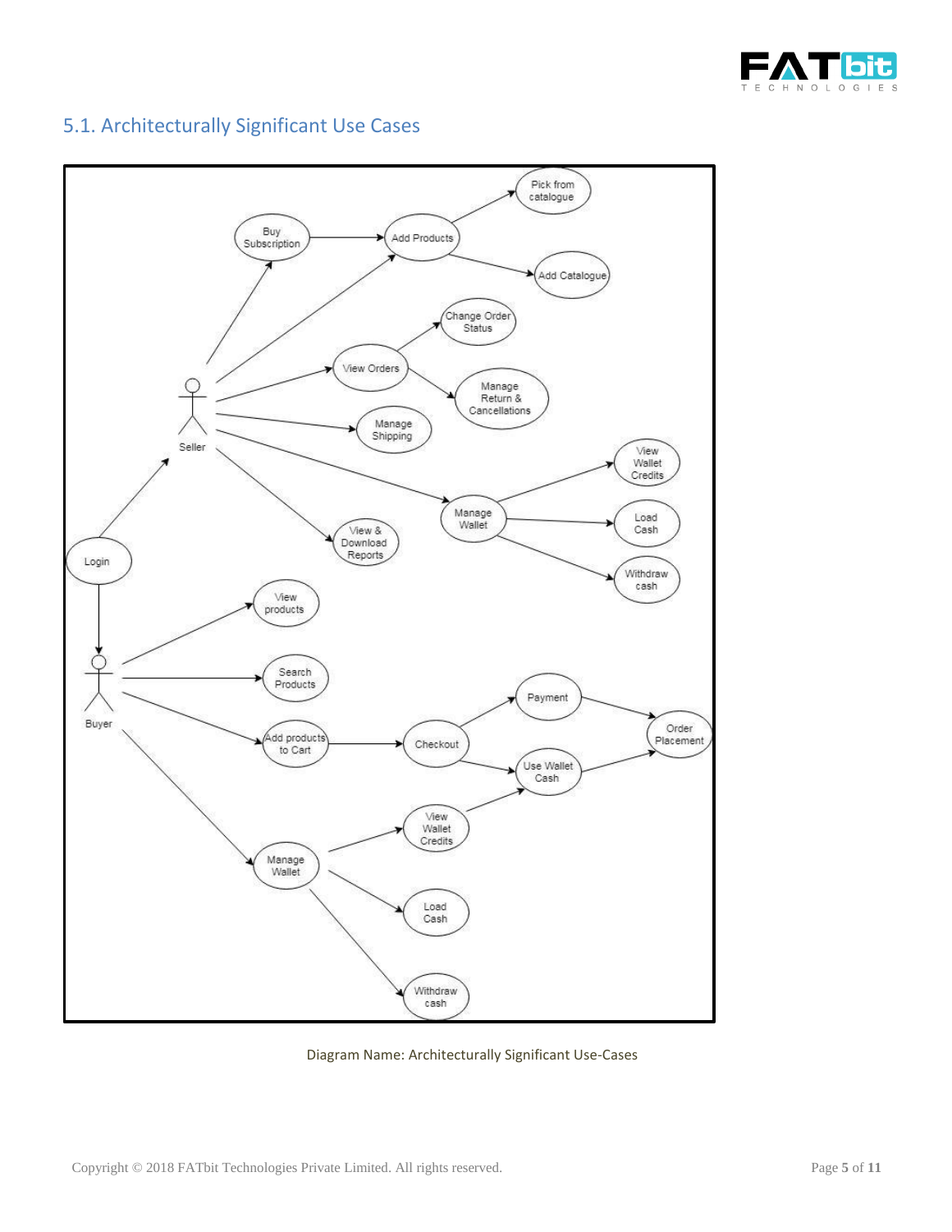## 5.1. Architecturally Significant Use Cases

Diagram Name: Architecturally Significant Use-Cases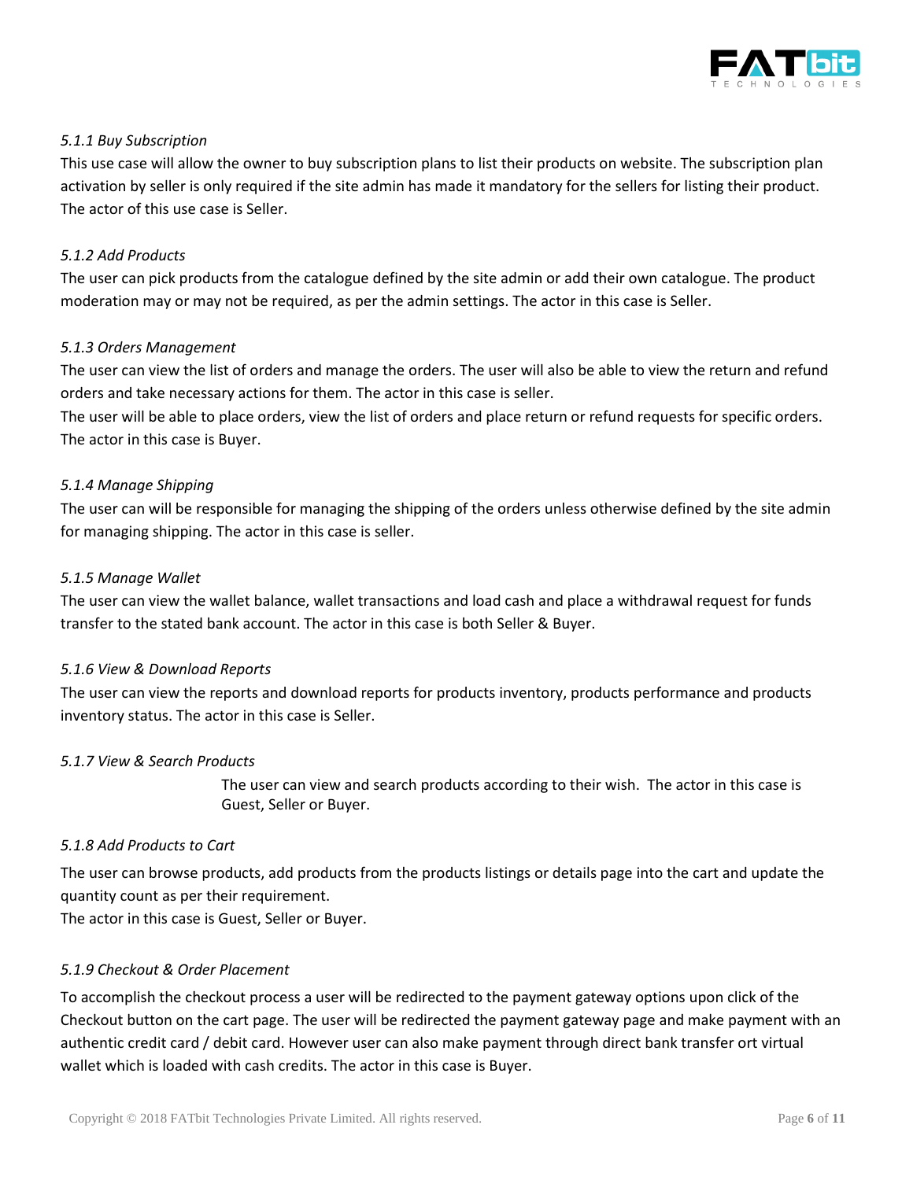### *5.1.1 Buy Subscription*

This use case will allow the owner to buy subscription plans to list their products on website. The subscription plan activation by seller is only required if the site admin has made it mandatory for the sellers for listing their product. The actor of this use case is Seller.

### *5.1.2 Add Products*

The user can pick products from the catalogue defined by the site admin or add their own catalogue. The product moderation may or may not be required, as per the admin settings. The actor in this case is Seller.

### *5.1.3 Orders Management*

The user can view the list of orders and manage the orders. The user will also be able to view the return and refund orders and take necessary actions for them. The actor in this case is seller.

The user will be able to place orders, view the list of orders and place return or refund requests for specific orders. The actor in this case is Buyer.

### *5.1.4 Manage Shipping*

The user can will be responsible for managing the shipping of the orders unless otherwise defined by the site admin for managing shipping. The actor in this case is seller.

### *5.1.5 Manage Wallet*

The user can view the wallet balance, wallet transactions and load cash and place a withdrawal request for funds transfer to the stated bank account. The actor in this case is both Seller & Buyer.

### *5.1.6 View & Download Reports*

The user can view the reports and download reports for products inventory, products performance and products inventory status. The actor in this case is Seller.

### *5.1.7 View & Search Products*

The user can view and search products according to their wish. The actor in this case is Guest, Seller or Buyer.

### *5.1.8 Add Products to Cart*

The user can browse products, add products from the products listings or details page into the cart and update the quantity count as per their requirement.

The actor in this case is Guest, Seller or Buyer.

### *5.1.9 Checkout & Order Placement*

To accomplish the checkout process a user will be redirected to the payment gateway options upon click of the Checkout button on the cart page. The user will be redirected the payment gateway page and make payment with an authentic credit card / debit card. However user can also make payment through direct bank transfer ort virtual wallet which is loaded with cash credits. The actor in this case is Buyer.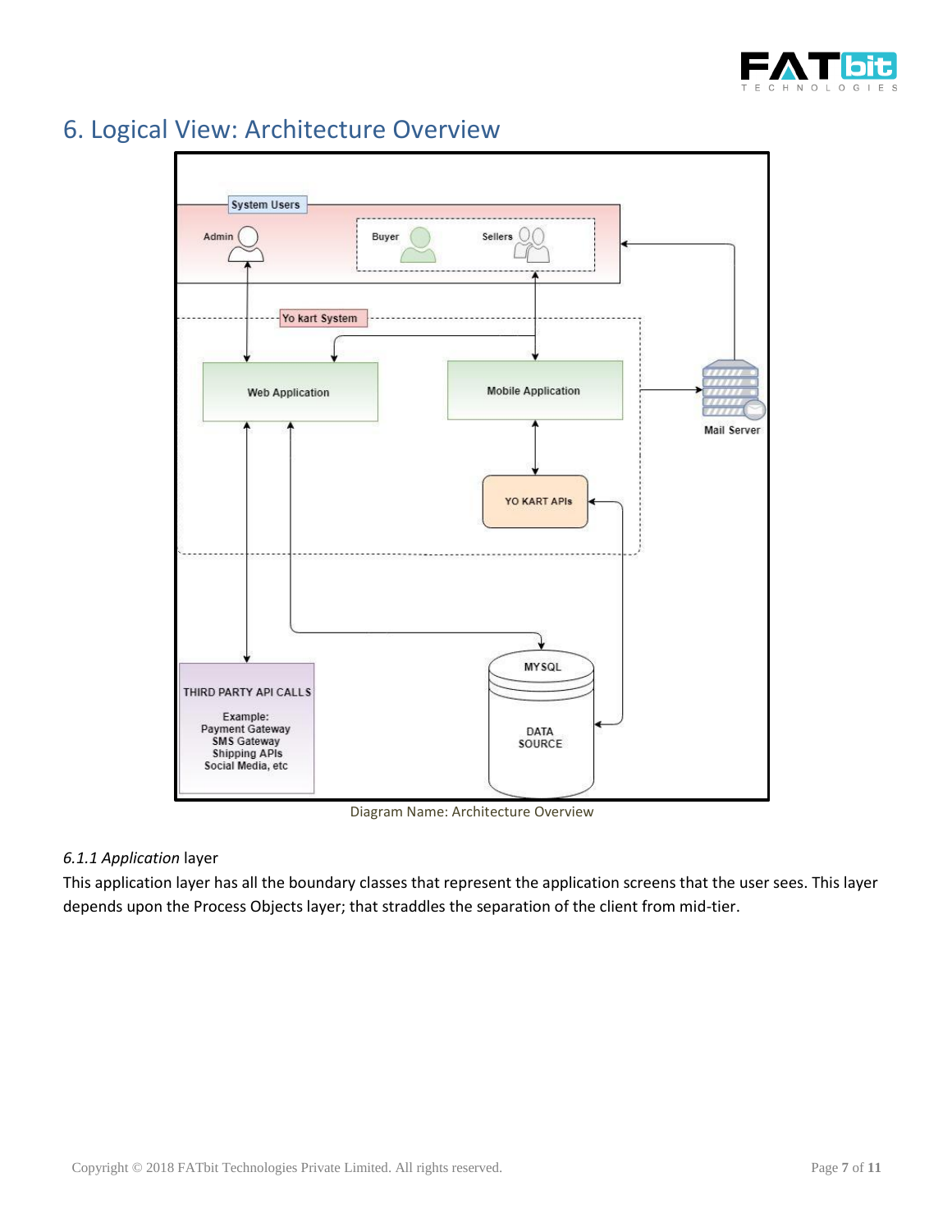# 6. Logical View: Architecture Overview

Diagram Name: Architecture Overview

*6.1.1 Application* layer

This application layer has all the boundary classes that represent the application screens that the user sees. This layer depends upon the Process Objects layer; that straddles the separation of the client from mid-tier.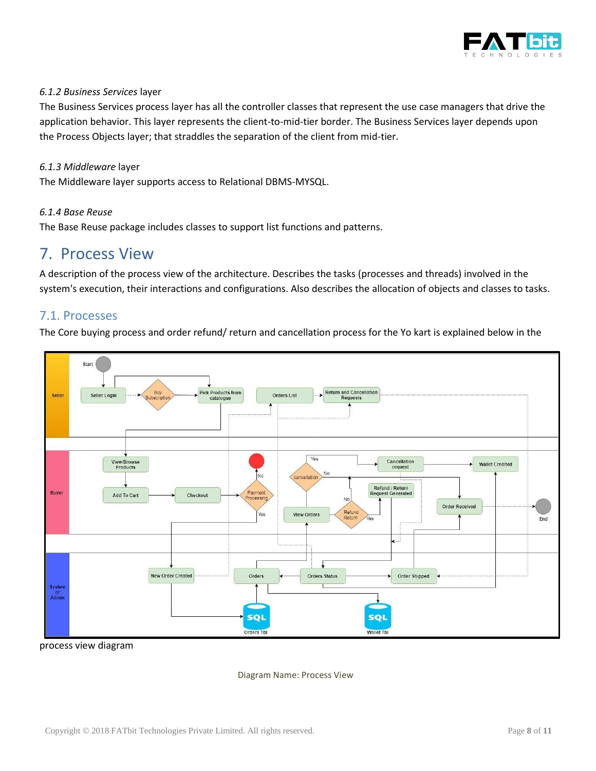*6.1.2 Business Services* layer

The Business Services process layer has all the controller classes that represent the use case managers that drive the application behavior. This layer represents the client-to-mid-tier border. The Business Services layer depends upon the Process Objects layer; that straddles the separation of the client from mid-tier.

*6.1.3 Middleware* layer

The Middleware layer supports access to Relational DBMS-MYSQL.

*6.1.4 Base Reuse*

The Base Reuse package includes classes to support list functions and patterns.

# 7. Process View

A description of the process view of the architecture. Describes the tasks (processes and threads) involved in the system's execution, their interactions and configurations. Also describes the allocation of objects and classes to tasks.

## 7.1. Processes

The Core buying process and order refund/ return and cancellation process for the Yo kart is explained below in the

process view diagram

Diagram Name: Process View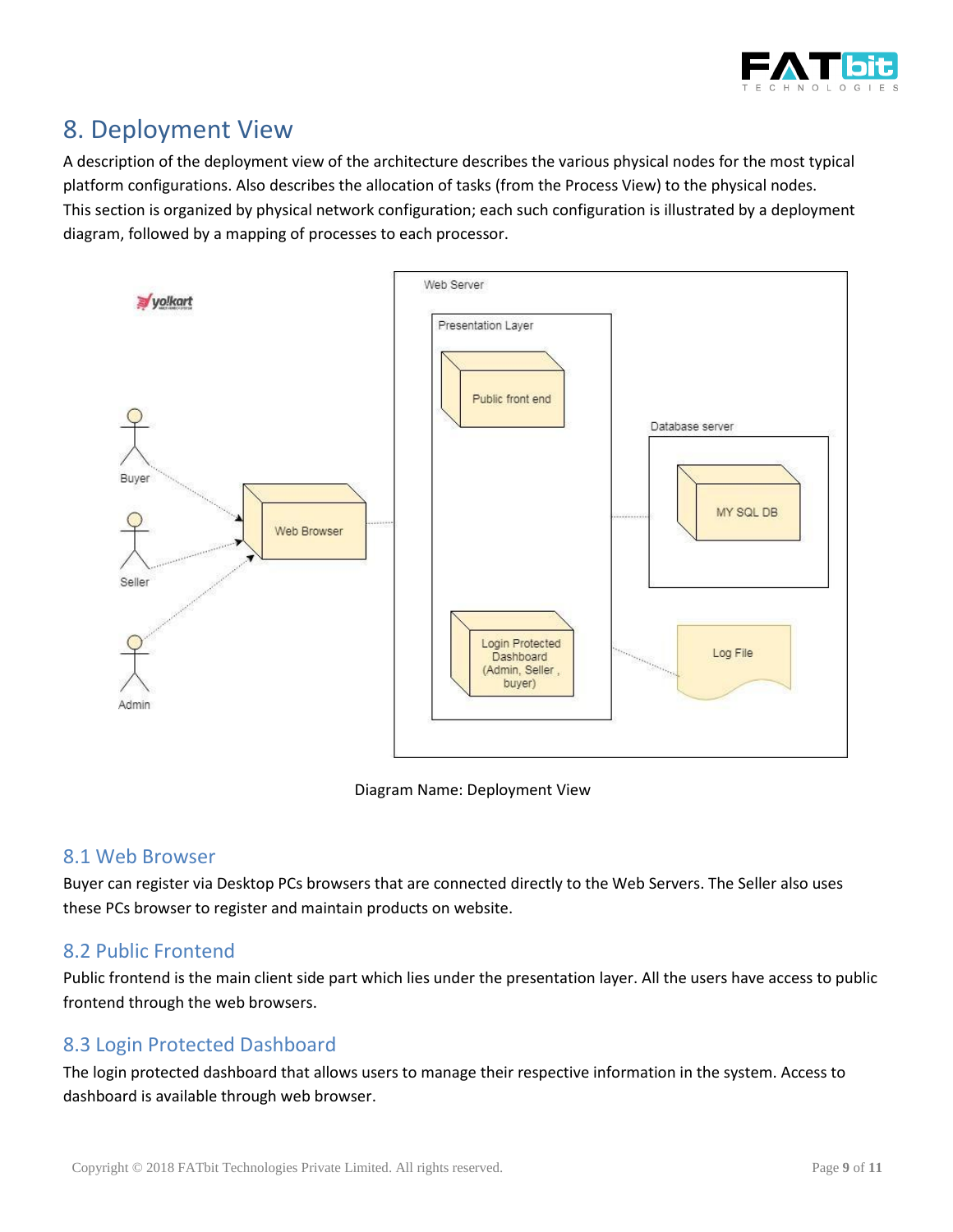# 8. Deployment View

A description of the deployment view of the architecture describes the various physical nodes for the most typical platform configurations. Also describes the allocation of tasks (from the Process View) to the physical nodes. This section is organized by physical network configuration; each such configuration is illustrated by a deployment diagram, followed by a mapping of processes to each processor.

Diagram Name: Deployment View

## 8.1 Web Browser

Buyer can register via Desktop PCs browsers that are connected directly to the Web Servers. The Seller also uses these PCs browser to register and maintain products on website.

## 8.2 Public Frontend

Public frontend is the main client side part which lies under the presentation layer. All the users have access to public frontend through the web browsers.

## 8.3 Login Protected Dashboard

The login protected dashboard that allows users to manage their respective information in the system. Access to dashboard is available through web browser.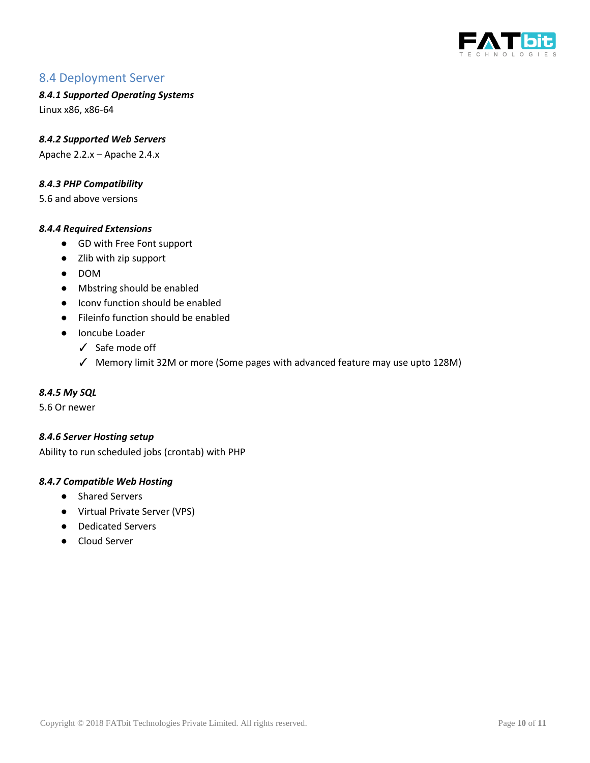## 8.4 Deployment Server

### *8.4.1 Supported Operating Systems*

Linux x86, x86-64

### *8.4.2 Supported Web Servers*

Apache 2.2.x – Apache 2.4.x

### *8.4.3 PHP Compatibility*

5.6 and above versions

### *8.4.4 Required Extensions*

- GD with Free Font support
- Zlib with zip support
- DOM
- Mbstring should be enabled
- Iconv function should be enabled
- Fileinfo function should be enabled
- Ioncube Loader
  - ✓ Safe mode off
  - ✓ Memory limit 32M or more (Some pages with advanced feature may use upto 128M)

### *8.4.5 My SQL*

5.6 Or newer

### *8.4.6 Server Hosting setup*

Ability to run scheduled jobs (crontab) with PHP

### *8.4.7 Compatible Web Hosting*

- Shared Servers
- Virtual Private Server (VPS)
- Dedicated Servers
- Cloud Server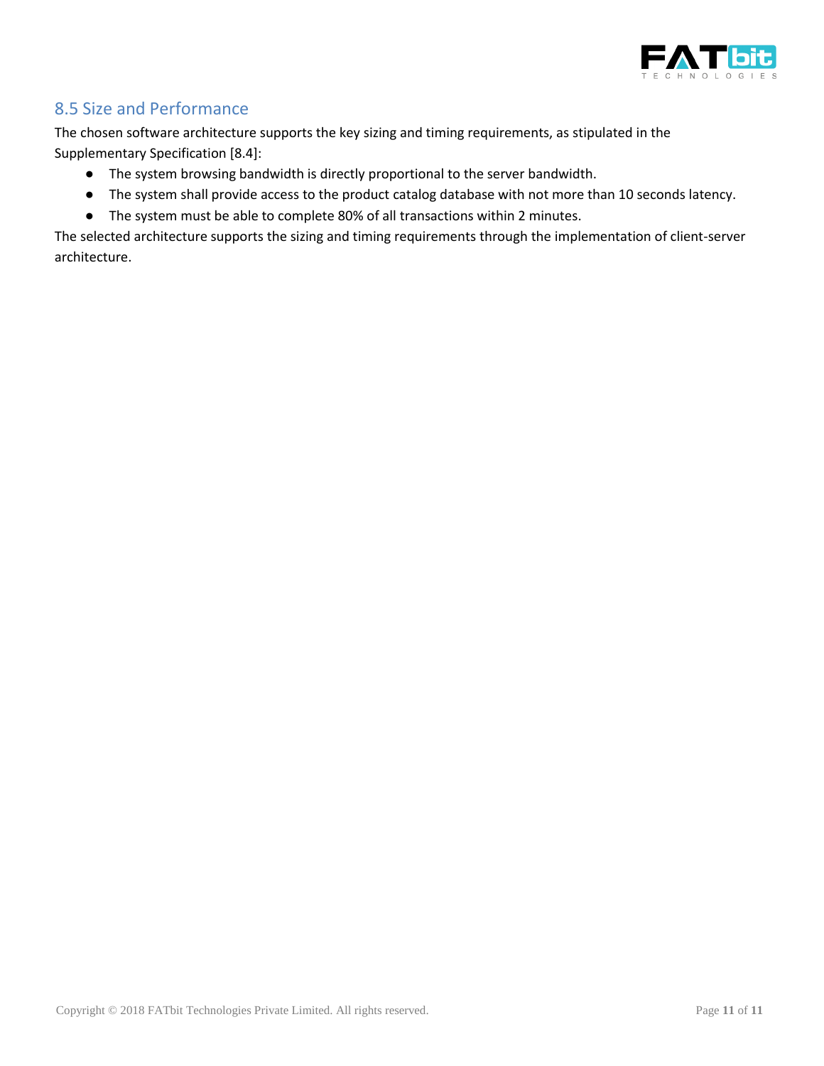## 8.5 Size and Performance

The chosen software architecture supports the key sizing and timing requirements, as stipulated in the Supplementary Specification [8.4]:

- The system browsing bandwidth is directly proportional to the server bandwidth.
- The system shall provide access to the product catalog database with not more than 10 seconds latency.
- The system must be able to complete 80% of all transactions within 2 minutes.

The selected architecture supports the sizing and timing requirements through the implementation of client-server architecture.